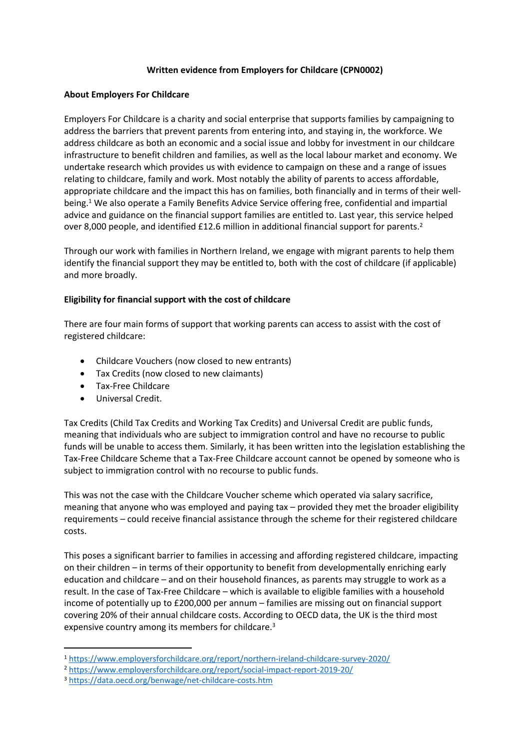**Written evidence from Employers for Childcare (CPN0002)**

**About Employers For Childcare**

Employers For Childcare is a charity and social enterprise that supports families by campaigning to address the barriers that prevent parents from entering into, and staying in, the workforce. We address childcare as both an economic and a social issue and lobby for investment in our childcare infrastructure to benefit children and families, as well as the local labour market and economy. We undertake research which provides us with evidence to campaign on these and a range of issues relating to childcare, family and work. Most notably the ability of parents to access affordable, appropriate childcare and the impact this has on families, both financially and in terms of their well-being.[1] We also operate a Family Benefits Advice Service offering free, confidential and impartial advice and guidance on the financial support families are entitled to. Last year, this service helped over 8,000 people, and identified £12.6 million in additional financial support for parents.[2]

Through our work with families in Northern Ireland, we engage with migrant parents to help them identify the financial support they may be entitled to, both with the cost of childcare (if applicable) and more broadly.

**Eligibility for financial support with the cost of childcare**

There are four main forms of support that working parents can access to assist with the cost of registered childcare:

- Childcare Vouchers (now closed to new entrants)
- Tax Credits (now closed to new claimants)
- Tax-Free Childcare
- Universal Credit.

Tax Credits (Child Tax Credits and Working Tax Credits) and Universal Credit are public funds, meaning that individuals who are subject to immigration control and have no recourse to public funds will be unable to access them. Similarly, it has been written into the legislation establishing the Tax-Free Childcare Scheme that a Tax-Free Childcare account cannot be opened by someone who is subject to immigration control with no recourse to public funds.

This was not the case with the Childcare Voucher scheme which operated via salary sacrifice, meaning that anyone who was employed and paying tax – provided they met the broader eligibility requirements – could receive financial assistance through the scheme for their registered childcare costs.

This poses a significant barrier to families in accessing and affording registered childcare, impacting on their children – in terms of their opportunity to benefit from developmentally enriching early education and childcare – and on their household finances, as parents may struggle to work as a result. In the case of Tax-Free Childcare – which is available to eligible families with a household income of potentially up to £200,000 per annum – families are missing out on financial support covering 20% of their annual childcare costs. According to OECD data, the UK is the third most expensive country among its members for childcare.[3]

---

[1] https://www.employersforchildcare.org/report/northern-ireland-childcare-survey-2020/

[2] https://www.employersforchildcare.org/report/social-impact-report-2019-20/

[3] https://data.oecd.org/benwage/net-childcare-costs.htm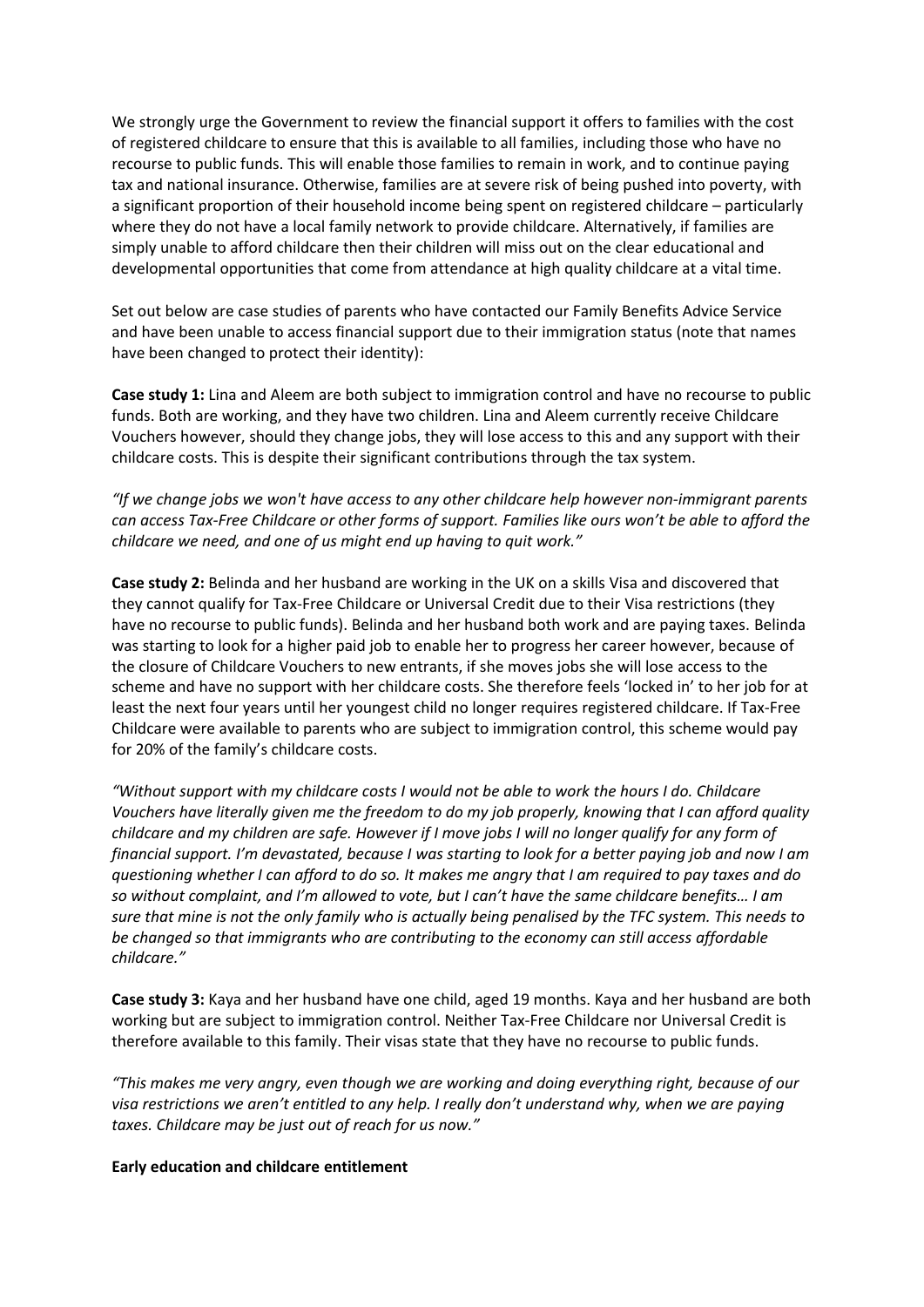We strongly urge the Government to review the financial support it offers to families with the cost of registered childcare to ensure that this is available to all families, including those who have no recourse to public funds. This will enable those families to remain in work, and to continue paying tax and national insurance. Otherwise, families are at severe risk of being pushed into poverty, with a significant proportion of their household income being spent on registered childcare – particularly where they do not have a local family network to provide childcare. Alternatively, if families are simply unable to afford childcare then their children will miss out on the clear educational and developmental opportunities that come from attendance at high quality childcare at a vital time.

Set out below are case studies of parents who have contacted our Family Benefits Advice Service and have been unable to access financial support due to their immigration status (note that names have been changed to protect their identity):

**Case study 1:** Lina and Aleem are both subject to immigration control and have no recourse to public funds. Both are working, and they have two children. Lina and Aleem currently receive Childcare Vouchers however, should they change jobs, they will lose access to this and any support with their childcare costs. This is despite their significant contributions through the tax system.

*"If we change jobs we won't have access to any other childcare help however non-immigrant parents can access Tax-Free Childcare or other forms of support. Families like ours won't be able to afford the childcare we need, and one of us might end up having to quit work."*

**Case study 2:** Belinda and her husband are working in the UK on a skills Visa and discovered that they cannot qualify for Tax-Free Childcare or Universal Credit due to their Visa restrictions (they have no recourse to public funds). Belinda and her husband both work and are paying taxes. Belinda was starting to look for a higher paid job to enable her to progress her career however, because of the closure of Childcare Vouchers to new entrants, if she moves jobs she will lose access to the scheme and have no support with her childcare costs. She therefore feels 'locked in' to her job for at least the next four years until her youngest child no longer requires registered childcare. If Tax-Free Childcare were available to parents who are subject to immigration control, this scheme would pay for 20% of the family's childcare costs.

*"Without support with my childcare costs I would not be able to work the hours I do. Childcare Vouchers have literally given me the freedom to do my job properly, knowing that I can afford quality childcare and my children are safe. However if I move jobs I will no longer qualify for any form of financial support. I'm devastated, because I was starting to look for a better paying job and now I am questioning whether I can afford to do so. It makes me angry that I am required to pay taxes and do so without complaint, and I'm allowed to vote, but I can't have the same childcare benefits… I am sure that mine is not the only family who is actually being penalised by the TFC system. This needs to be changed so that immigrants who are contributing to the economy can still access affordable childcare."*

**Case study 3:** Kaya and her husband have one child, aged 19 months. Kaya and her husband are both working but are subject to immigration control. Neither Tax-Free Childcare nor Universal Credit is therefore available to this family. Their visas state that they have no recourse to public funds.

*"This makes me very angry, even though we are working and doing everything right, because of our visa restrictions we aren't entitled to any help. I really don't understand why, when we are paying taxes. Childcare may be just out of reach for us now."*

**Early education and childcare entitlement**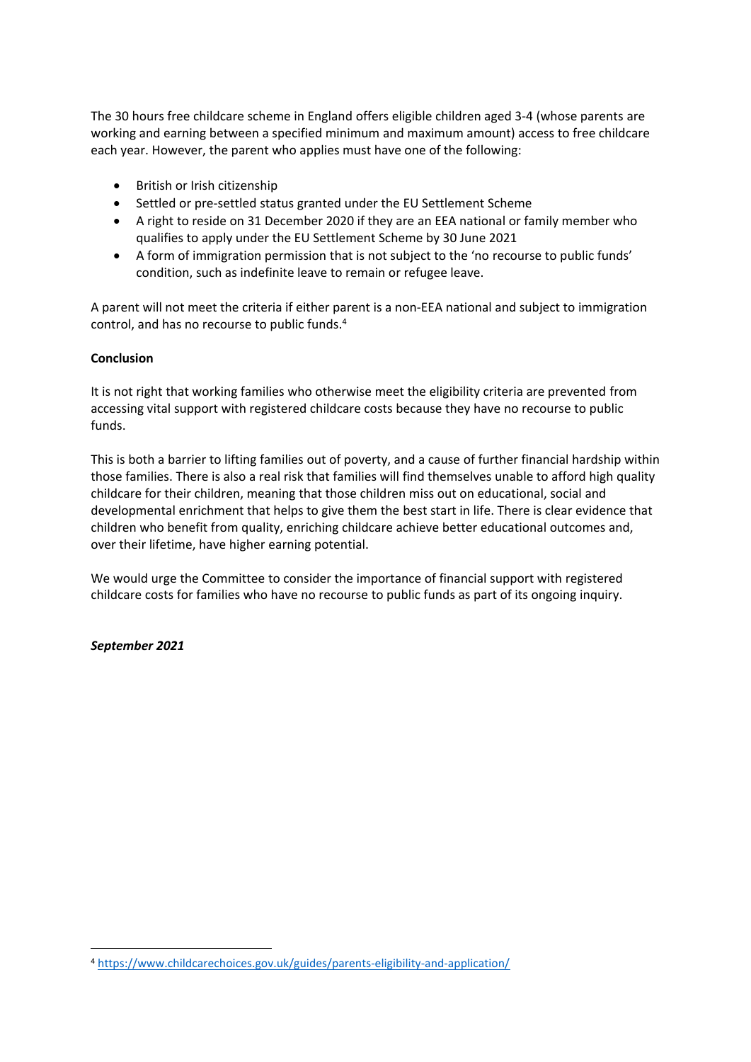The 30 hours free childcare scheme in England offers eligible children aged 3-4 (whose parents are working and earning between a specified minimum and maximum amount) access to free childcare each year. However, the parent who applies must have one of the following:

- British or Irish citizenship
- Settled or pre-settled status granted under the EU Settlement Scheme
- A right to reside on 31 December 2020 if they are an EEA national or family member who qualifies to apply under the EU Settlement Scheme by 30 June 2021
- A form of immigration permission that is not subject to the 'no recourse to public funds' condition, such as indefinite leave to remain or refugee leave.

A parent will not meet the criteria if either parent is a non-EEA national and subject to immigration control, and has no recourse to public funds.[4]

**Conclusion**

It is not right that working families who otherwise meet the eligibility criteria are prevented from accessing vital support with registered childcare costs because they have no recourse to public funds.

This is both a barrier to lifting families out of poverty, and a cause of further financial hardship within those families. There is also a real risk that families will find themselves unable to afford high quality childcare for their children, meaning that those children miss out on educational, social and developmental enrichment that helps to give them the best start in life. There is clear evidence that children who benefit from quality, enriching childcare achieve better educational outcomes and, over their lifetime, have higher earning potential.

We would urge the Committee to consider the importance of financial support with registered childcare costs for families who have no recourse to public funds as part of its ongoing inquiry.

***September 2021***

[4] https://www.childcarechoices.gov.uk/guides/parents-eligibility-and-application/